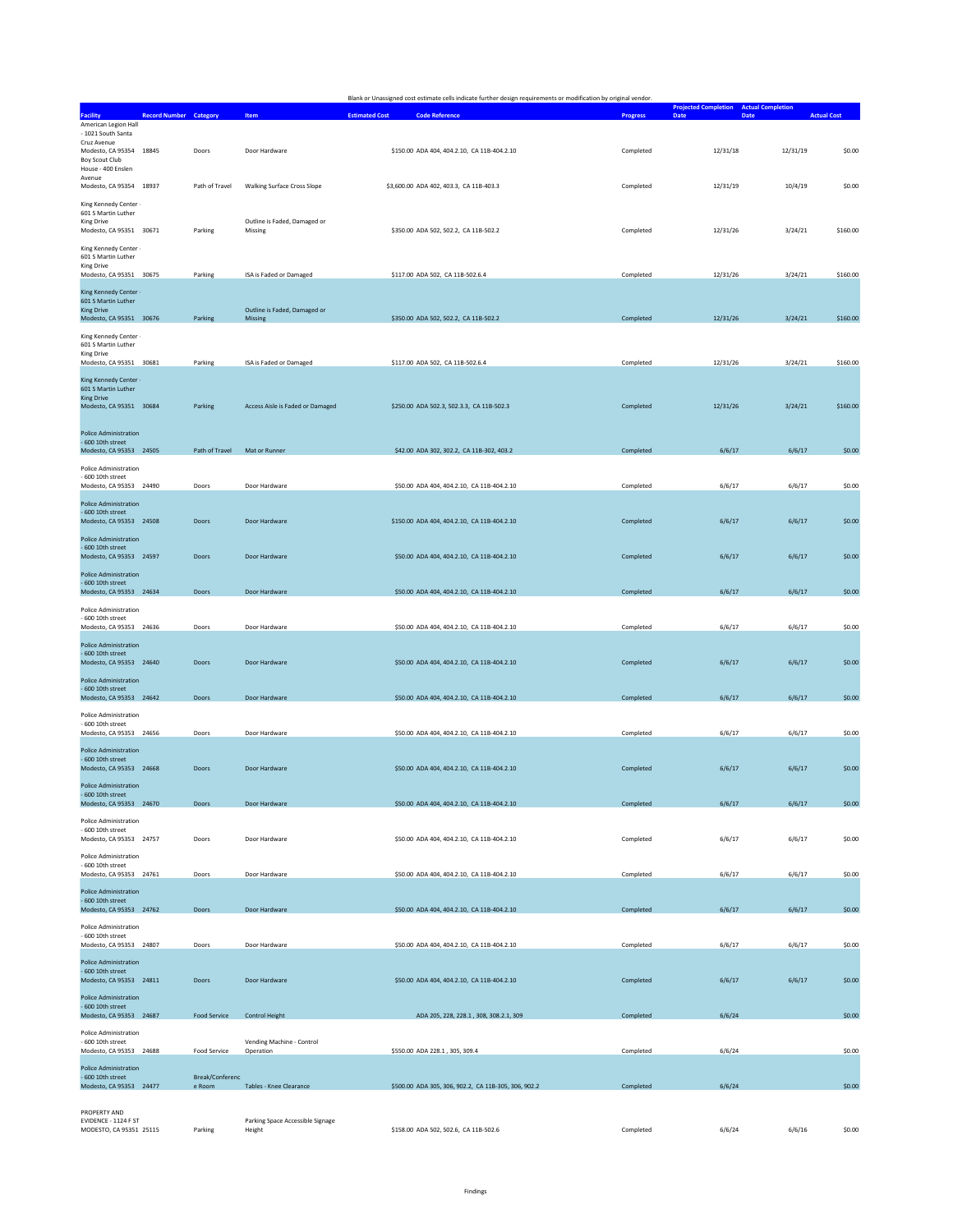Blank or Unassigned cost estimate cells indicate further design requirements or modification by original vendor.

| Facility | Record Number | Category | Item | Estimated Cost | Code Reference | Progress | Projected Completion Date | Actual Completion Date | Actual Cost |
|---|---|---|---|---|---|---|---|---|---|
| American Legion Hall - 1021 South Santa Cruz Avenue Modesto, CA 95354 | 18845 | Doors | Door Hardware | $150.00 | ADA 404, 404.2.10, CA 11B-404.2.10 | Completed | 12/31/18 | 12/31/19 | $0.00 |
| Boy Scout Club House - 400 Enslen Avenue Modesto, CA 95354 | 18937 | Path of Travel | Walking Surface Cross Slope | $3,600.00 | ADA 402, 403.3, CA 11B-403.3 | Completed | 12/31/19 | 10/4/19 | $0.00 |
| King Kennedy Center - 601 S Martin Luther King Drive Modesto, CA 95351 | 30671 | Parking | Outline is Faded, Damaged or Missing | $350.00 | ADA 502, 502.2, CA 11B-502.2 | Completed | 12/31/26 | 3/24/21 | $160.00 |
| King Kennedy Center - 601 S Martin Luther King Drive Modesto, CA 95351 | 30675 | Parking | ISA is Faded or Damaged | $117.00 | ADA 502, CA 11B-502.6.4 | Completed | 12/31/26 | 3/24/21 | $160.00 |
| King Kennedy Center - 601 S Martin Luther King Drive Modesto, CA 95351 | 30676 | Parking | Outline is Faded, Damaged or Missing | $350.00 | ADA 502, 502.2, CA 11B-502.2 | Completed | 12/31/26 | 3/24/21 | $160.00 |
| King Kennedy Center - 601 S Martin Luther King Drive Modesto, CA 95351 | 30681 | Parking | ISA is Faded or Damaged | $117.00 | ADA 502, CA 11B-502.6.4 | Completed | 12/31/26 | 3/24/21 | $160.00 |
| King Kennedy Center - 601 S Martin Luther King Drive Modesto, CA 95351 | 30684 | Parking | Access Aisle is Faded or Damaged | $250.00 | ADA 502.3, 502.3.3, CA 11B-502.3 | Completed | 12/31/26 | 3/24/21 | $160.00 |
| Police Administration - 600 10th street Modesto, CA 95353 | 24505 | Path of Travel | Mat or Runner | $42.00 | ADA 302, 302.2, CA 11B-302, 403.2 | Completed | 6/6/17 | 6/6/17 | $0.00 |
| Police Administration - 600 10th street Modesto, CA 95353 | 24490 | Doors | Door Hardware | $50.00 | ADA 404, 404.2.10, CA 11B-404.2.10 | Completed | 6/6/17 | 6/6/17 | $0.00 |
| Police Administration - 600 10th street Modesto, CA 95353 | 24508 | Doors | Door Hardware | $150.00 | ADA 404, 404.2.10, CA 11B-404.2.10 | Completed | 6/6/17 | 6/6/17 | $0.00 |
| Police Administration - 600 10th street Modesto, CA 95353 | 24597 | Doors | Door Hardware | $50.00 | ADA 404, 404.2.10, CA 11B-404.2.10 | Completed | 6/6/17 | 6/6/17 | $0.00 |
| Police Administration - 600 10th street Modesto, CA 95353 | 24634 | Doors | Door Hardware | $50.00 | ADA 404, 404.2.10, CA 11B-404.2.10 | Completed | 6/6/17 | 6/6/17 | $0.00 |
| Police Administration - 600 10th street Modesto, CA 95353 | 24636 | Doors | Door Hardware | $50.00 | ADA 404, 404.2.10, CA 11B-404.2.10 | Completed | 6/6/17 | 6/6/17 | $0.00 |
| Police Administration - 600 10th street Modesto, CA 95353 | 24640 | Doors | Door Hardware | $50.00 | ADA 404, 404.2.10, CA 11B-404.2.10 | Completed | 6/6/17 | 6/6/17 | $0.00 |
| Police Administration - 600 10th street Modesto, CA 95353 | 24642 | Doors | Door Hardware | $50.00 | ADA 404, 404.2.10, CA 11B-404.2.10 | Completed | 6/6/17 | 6/6/17 | $0.00 |
| Police Administration - 600 10th street Modesto, CA 95353 | 24656 | Doors | Door Hardware | $50.00 | ADA 404, 404.2.10, CA 11B-404.2.10 | Completed | 6/6/17 | 6/6/17 | $0.00 |
| Police Administration - 600 10th street Modesto, CA 95353 | 24668 | Doors | Door Hardware | $50.00 | ADA 404, 404.2.10, CA 11B-404.2.10 | Completed | 6/6/17 | 6/6/17 | $0.00 |
| Police Administration - 600 10th street Modesto, CA 95353 | 24670 | Doors | Door Hardware | $50.00 | ADA 404, 404.2.10, CA 11B-404.2.10 | Completed | 6/6/17 | 6/6/17 | $0.00 |
| Police Administration - 600 10th street Modesto, CA 95353 | 24757 | Doors | Door Hardware | $50.00 | ADA 404, 404.2.10, CA 11B-404.2.10 | Completed | 6/6/17 | 6/6/17 | $0.00 |
| Police Administration - 600 10th street Modesto, CA 95353 | 24761 | Doors | Door Hardware | $50.00 | ADA 404, 404.2.10, CA 11B-404.2.10 | Completed | 6/6/17 | 6/6/17 | $0.00 |
| Police Administration - 600 10th street Modesto, CA 95353 | 24762 | Doors | Door Hardware | $50.00 | ADA 404, 404.2.10, CA 11B-404.2.10 | Completed | 6/6/17 | 6/6/17 | $0.00 |
| Police Administration - 600 10th street Modesto, CA 95353 | 24807 | Doors | Door Hardware | $50.00 | ADA 404, 404.2.10, CA 11B-404.2.10 | Completed | 6/6/17 | 6/6/17 | $0.00 |
| Police Administration - 600 10th street Modesto, CA 95353 | 24811 | Doors | Door Hardware | $50.00 | ADA 404, 404.2.10, CA 11B-404.2.10 | Completed | 6/6/17 | 6/6/17 | $0.00 |
| Police Administration - 600 10th street Modesto, CA 95353 | 24687 | Food Service | Control Height | | ADA 205, 228, 228.1 , 308, 308.2.1, 309 | Completed | 6/6/24 | | $0.00 |
| Police Administration - 600 10th street Modesto, CA 95353 | 24688 | Food Service | Vending Machine - Control Operation | $550.00 | ADA 228.1 , 305, 309.4 | Completed | 6/6/24 | | $0.00 |
| Police Administration - 600 10th street Modesto, CA 95353 | 24477 | Break/Conference Room | Tables - Knee Clearance | $500.00 | ADA 305, 306, 902.2, CA 11B-305, 306, 902.2 | Completed | 6/6/24 | | $0.00 |
| PROPERTY AND EVIDENCE - 1124 F ST MODESTO, CA 95351 | 25115 | Parking | Parking Space Accessible Signage Height | $158.00 | ADA 502, 502.6, CA 11B-502.6 | Completed | 6/6/24 | 6/6/16 | $0.00 |

Findings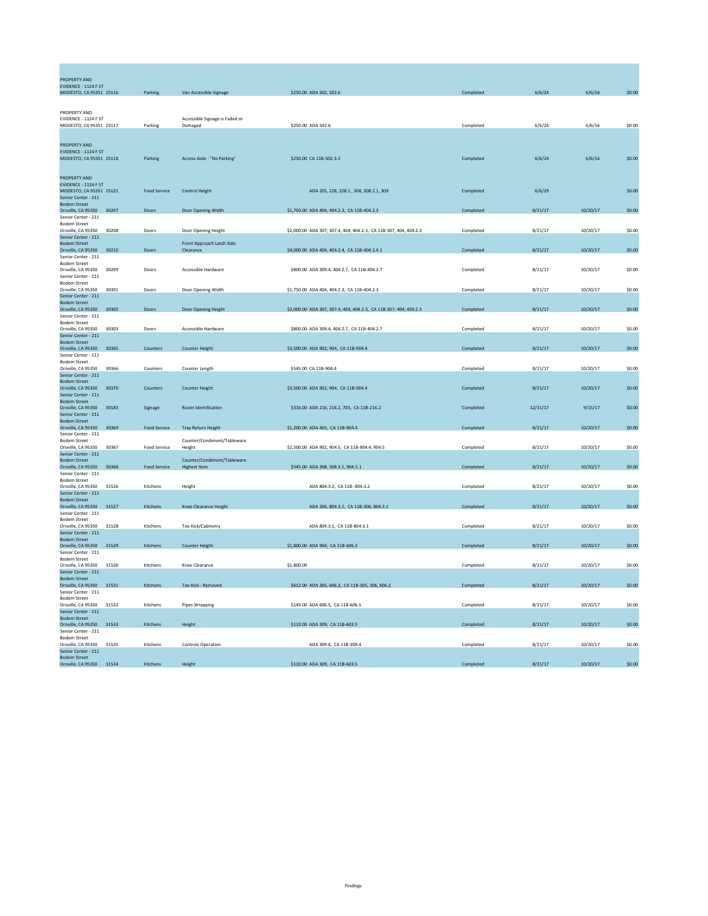| | | | | | | | | |
|---|---|---|---|---|---|---|---|---|
| PROPERTY AND EVIDENCE - 1124 F ST MODESTO, CA 95351 | 25116 | Parking | Van Accessible Signage | $250.00 ADA 502, 502.6 | Completed | 6/6/24 | 6/6/16 | $0.00 |
| PROPERTY AND EVIDENCE - 1124 F ST MODESTO, CA 95351 | 25117 | Parking | Accessible Signage is Faded or Damaged | $250.00 ADA 502.6 | Completed | 6/6/24 | 6/6/16 | $0.00 |
| PROPERTY AND EVIDENCE - 1124 F ST MODESTO, CA 95351 | 25118 | Parking | Access Aisle - "No Parking" | $250.00 CA 11B-502.3.3 | Completed | 6/6/24 | 6/6/16 | $0.00 |
| PROPERTY AND EVIDENCE - 1124 F ST MODESTO, CA 95351 | 25121 | Food Service | Control Height | ADA 205, 228, 228.1 , 308, 308.2.1, 309 | Completed | 6/6/29 | | $0.00 |
| Senior Center - 211 Bodem Street Oroville, CA 95350 | 30207 | Doors | Door Opening Width | $1,750.00 ADA 404, 404.2.3, CA 11B-404.2.3 | Completed | 8/21/17 | 10/20/17 | $0.00 |
| Senior Center - 211 Bodem Street Oroville, CA 95350 | 30208 | Doors | Door Opening Height | $2,000.00 ADA 307, 307.4, 404, 404.2.3, CA 11B-307, 404, 404.2.3 | Completed | 8/21/17 | 10/20/17 | $0.00 |
| Senior Center - 211 Bodem Street Oroville, CA 95350 | 30210 | Doors | Front Approach Latch Side Clearance | $4,000.00 ADA 404, 404.2.4, CA 11B-404.2.4.1 | Completed | 8/21/17 | 10/20/17 | $0.00 |
| Senior Center - 211 Bodem Street Oroville, CA 95350 | 30209 | Doors | Accessible Hardware | $800.00 ADA 309.4, 404.2.7, CA 11B-404.2.7 | Completed | 8/21/17 | 10/20/17 | $0.00 |
| Senior Center - 211 Bodem Street Oroville, CA 95350 | 30301 | Doors | Door Opening Width | $1,750.00 ADA 404, 404.2.3, CA 11B-404.2.3 | Completed | 8/21/17 | 10/20/17 | $0.00 |
| Senior Center - 211 Bodem Street Oroville, CA 95350 | 30302 | Doors | Door Opening Height | $2,000.00 ADA 307, 307.4, 404, 404.2.3, CA 11B-307, 404, 404.2.3 | Completed | 8/21/17 | 10/20/17 | $0.00 |
| Senior Center - 211 Bodem Street Oroville, CA 95350 | 30303 | Doors | Accessible Hardware | $800.00 ADA 309.4, 404.2.7, CA 11B-404.2.7 | Completed | 8/21/17 | 10/20/17 | $0.00 |
| Senior Center - 211 Bodem Street Oroville, CA 95350 | 30365 | Counters | Counter Height | $3,500.00 ADA 902, 904, CA 11B-904.4 | Completed | 8/21/17 | 10/20/17 | $0.00 |
| Senior Center - 211 Bodem Street Oroville, CA 95350 | 30366 | Counters | Counter Length | $545.00 CA 11B-904.4 | Completed | 8/21/17 | 10/20/17 | $0.00 |
| Senior Center - 211 Bodem Street Oroville, CA 95350 | 30370 | Counters | Counter Height | $3,500.00 ADA 902, 904, CA 11B-904.4 | Completed | 8/21/17 | 10/20/17 | $0.00 |
| Senior Center - 211 Bodem Street Oroville, CA 95350 | 30183 | Signage | Room Identification | $316.00 ADA 216, 216.2, 703, CA 11B-216.2 | Completed | 12/31/17 | 9/15/17 | $0.00 |
| Senior Center - 211 Bodem Street Oroville, CA 95350 | 30369 | Food Service | Tray Return Height | $1,200.00 ADA 403, CA 11B-904.4 | Completed | 8/21/17 | 10/20/17 | $0.00 |
| Senior Center - 211 Bodem Street Oroville, CA 95350 | 30367 | Food Service | Counter/Condiment/Tableware Height | $2,500.00 ADA 902, 904.5, CA 11B-904.4, 904.5 | Completed | 8/21/17 | 10/20/17 | $0.00 |
| Senior Center - 211 Bodem Street Oroville, CA 95350 | 30368 | Food Service | Counter/Condiment/Tableware Highest Item | $545.00 ADA 308, 308.3.1, 904.5.1 | Completed | 8/21/17 | 10/20/17 | $0.00 |
| Senior Center - 211 Bodem Street Oroville, CA 95350 | 31526 | Kitchens | Height | ADA 804.3.2, CA 11B- 804.3.2 | Completed | 8/21/17 | 10/20/17 | $0.00 |
| Senior Center - 211 Bodem Street Oroville, CA 95350 | 31527 | Kitchens | Knee Clearance Height | ADA 306, 804.3.1, CA 11B-306, 804.3.1 | Completed | 8/21/17 | 10/20/17 | $0.00 |
| Senior Center - 211 Bodem Street Oroville, CA 95350 | 31528 | Kitchens | Toe Kick/Cabinetry | ADA 804.3.1, CA 11B-804.3.1 | Completed | 8/21/17 | 10/20/17 | $0.00 |
| Senior Center - 211 Bodem Street Oroville, CA 95350 | 31529 | Kitchens | Counter Height | $1,800.00 ADA 904, CA 11B-606.3 | Completed | 8/21/17 | 10/20/17 | $0.00 |
| Senior Center - 211 Bodem Street Oroville, CA 95350 | 31530 | Kitchens | Knee Clearance | $1,800.00 | Completed | 8/21/17 | 10/20/17 | $0.00 |
| Senior Center - 211 Bodem Street Oroville, CA 95350 | 31531 | Kitchens | Toe Kick - Removed | $612.00 ADA 305, 606.2, CA 11B-305, 306, 606.2 | Completed | 8/21/17 | 10/20/17 | $0.00 |
| Senior Center - 211 Bodem Street Oroville, CA 95350 | 31532 | Kitchens | Pipes Wrapping | $149.00 ADA 606.5, CA 11B-606.5 | Completed | 8/21/17 | 10/20/17 | $0.00 |
| Senior Center - 211 Bodem Street Oroville, CA 95350 | 31533 | Kitchens | Height | $110.00 ADA 309, CA 11B-603.5 | Completed | 8/21/17 | 10/20/17 | $0.00 |
| Senior Center - 211 Bodem Street Oroville, CA 95350 | 31535 | Kitchens | Controls Operation | ADA 309.4, CA 11B-309.4 | Completed | 8/21/17 | 10/20/17 | $0.00 |
| Senior Center - 211 Bodem Street Oroville, CA 95350 | 31534 | Kitchens | Height | $110.00 ADA 309, CA 11B-603.5 | Completed | 8/21/17 | 10/20/17 | $0.00 |

Findings